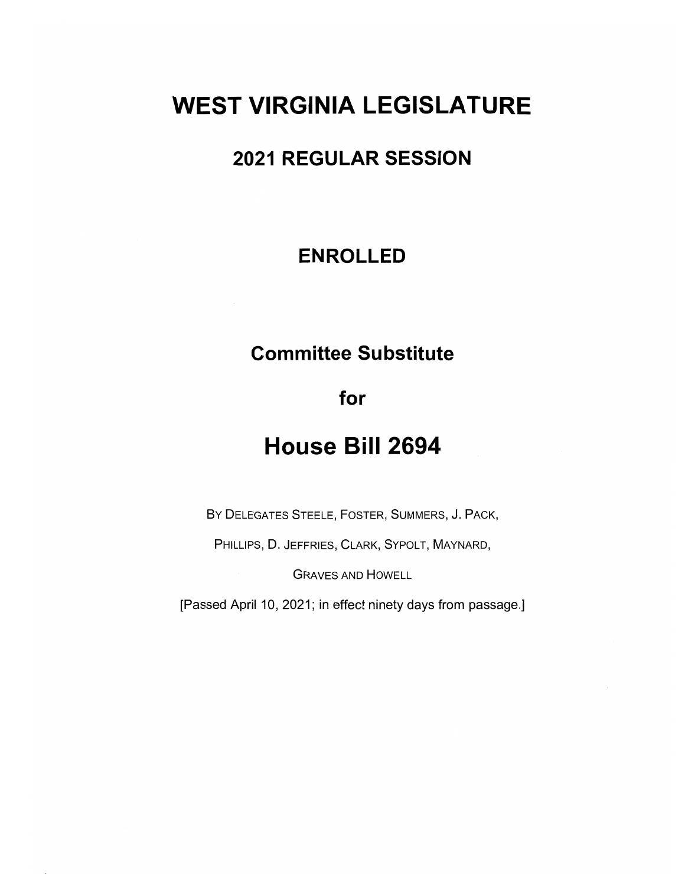# WEST VIRGINIA LEGISLATURE

## 2021 REGULAR SESSION

### ENROLLED

### Committee Substitute

### for

# House Bill 2694

BY DELEGATES STEELE, FOSTER, SUMMERS, J. PACK,

PHILLIPS, D. JEFFRIES, CLARK, SYPOLT, MAYNARD,

GRAVES AND HOWELL

[Passed April 10, 2021; in effect ninety days from passage.]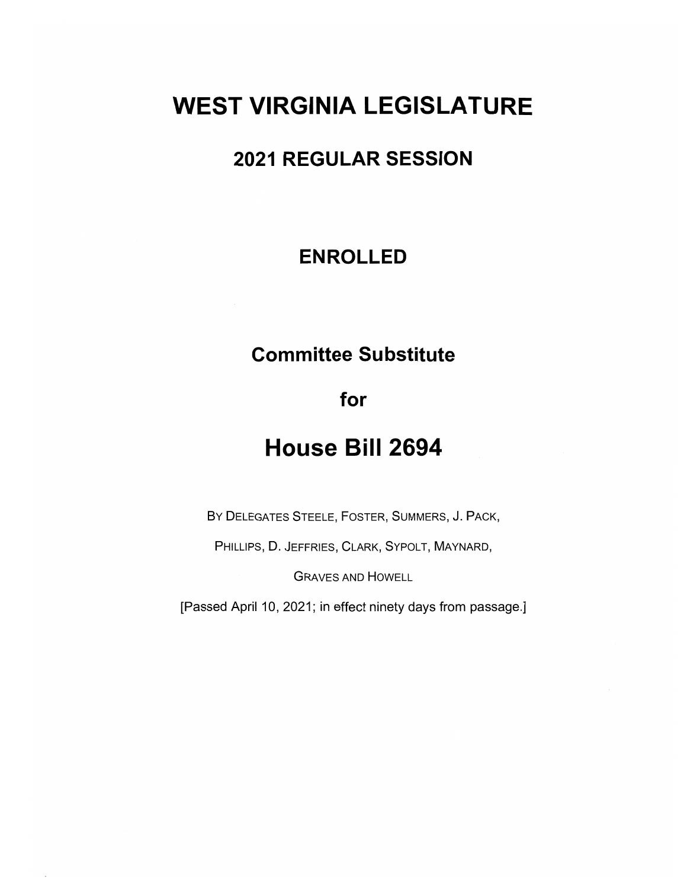# WEST VIRGINIA LEGISLATURE

## 2021 REGULAR SESSION

### ENROLLED

### Committee Substitute

### for

## House Bill 2694

BY DELEGATES STEELE, FOSTER, SUMMERS, J. PACK, PHILLIPS, D. JEFFRIES, CLARK, SYPOLT, MAYNARD, GRAVES AND HOWELL

[Passed April 10, 2021; in effect ninety days from passage.]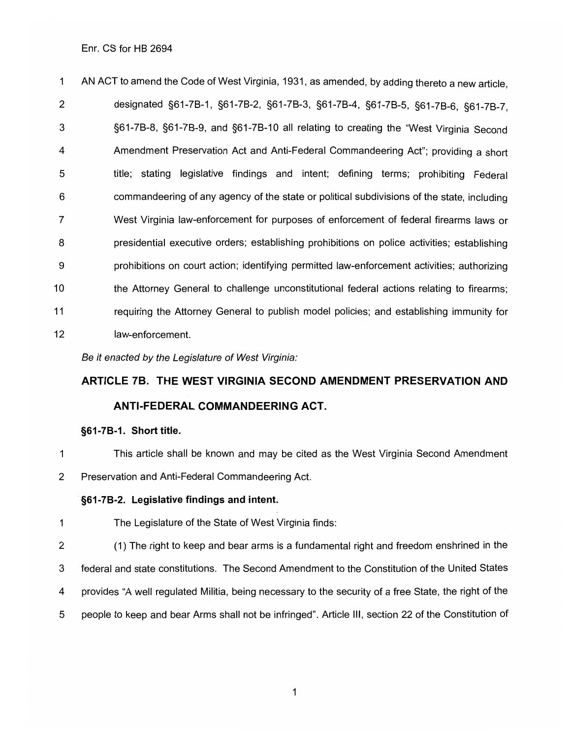Enr. CS for HB 2694

AN ACT to amend the Code of West Virginia, 1931, as amended, by adding thereto a new article, designated §61-7B-1, §61-7B-2, §61-7B-3, §61-7B-4, §61-7B-5, §61-7B-6, §61-7B-7, §61-7B-8, §61-7B-9, and §61-7B-10 all relating to creating the "West Virginia Second Amendment Preservation Act and Anti-Federal Commandeering Act"; providing a short title; stating legislative findings and intent; defining terms; prohibiting Federal commandeering of any agency of the state or political subdivisions of the state, including West Virginia law-enforcement for purposes of enforcement of federal firearms laws or presidential executive orders; establishing prohibitions on police activities; establishing prohibitions on court action; identifying permitted law-enforcement activities; authorizing the Attorney General to challenge unconstitutional federal actions relating to firearms; requiring the Attorney General to publish model policies; and establishing immunity for law-enforcement.

*Be it enacted by the Legislature of West Virginia:*

## ARTICLE 7B. THE WEST VIRGINIA SECOND AMENDMENT PRESERVATION AND ANTI-FEDERAL COMMANDEERING ACT.

### §61-7B-1. Short title.

This article shall be known and may be cited as the West Virginia Second Amendment Preservation and Anti-Federal Commandeering Act.

### §61-7B-2. Legislative findings and intent.

The Legislature of the State of West Virginia finds:

(1) The right to keep and bear arms is a fundamental right and freedom enshrined in the federal and state constitutions. The Second Amendment to the Constitution of the United States provides "A well regulated Militia, being necessary to the security of a free State, the right of the people to keep and bear Arms shall not be infringed". Article III, section 22 of the Constitution of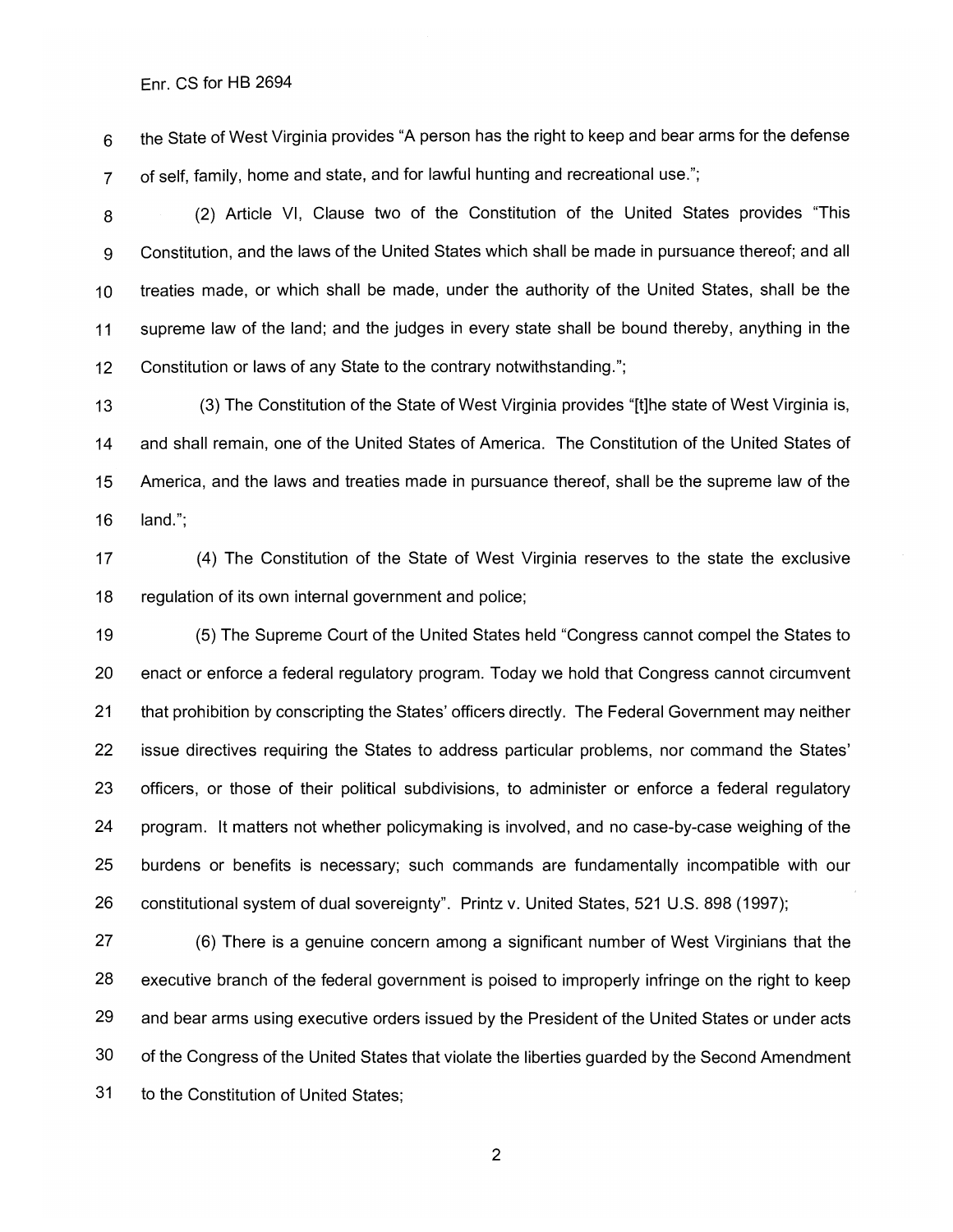the State of West Virginia provides "A person has the right to keep and bear arms for the defense of self, family, home and state, and for lawful hunting and recreational use.";

(2) Article VI, Clause two of the Constitution of the United States provides "This Constitution, and the laws of the United States which shall be made in pursuance thereof; and all treaties made, or which shall be made, under the authority of the United States, shall be the supreme law of the land; and the judges in every state shall be bound thereby, anything in the Constitution or laws of any State to the contrary notwithstanding.";

(3) The Constitution of the State of West Virginia provides "[t]he state of West Virginia is, and shall remain, one of the United States of America. The Constitution of the United States of America, and the laws and treaties made in pursuance thereof, shall be the supreme law of the land.";

(4) The Constitution of the State of West Virginia reserves to the state the exclusive regulation of its own internal government and police;

(5) The Supreme Court of the United States held "Congress cannot compel the States to enact or enforce a federal regulatory program. Today we hold that Congress cannot circumvent that prohibition by conscripting the States' officers directly. The Federal Government may neither issue directives requiring the States to address particular problems, nor command the States' officers, or those of their political subdivisions, to administer or enforce a federal regulatory program. It matters not whether policymaking is involved, and no case-by-case weighing of the burdens or benefits is necessary; such commands are fundamentally incompatible with our constitutional system of dual sovereignty". Printz v. United States, 521 U.S. 898 (1997);

(6) There is a genuine concern among a significant number of West Virginians that the executive branch of the federal government is poised to improperly infringe on the right to keep and bear arms using executive orders issued by the President of the United States or under acts of the Congress of the United States that violate the liberties guarded by the Second Amendment to the Constitution of United States;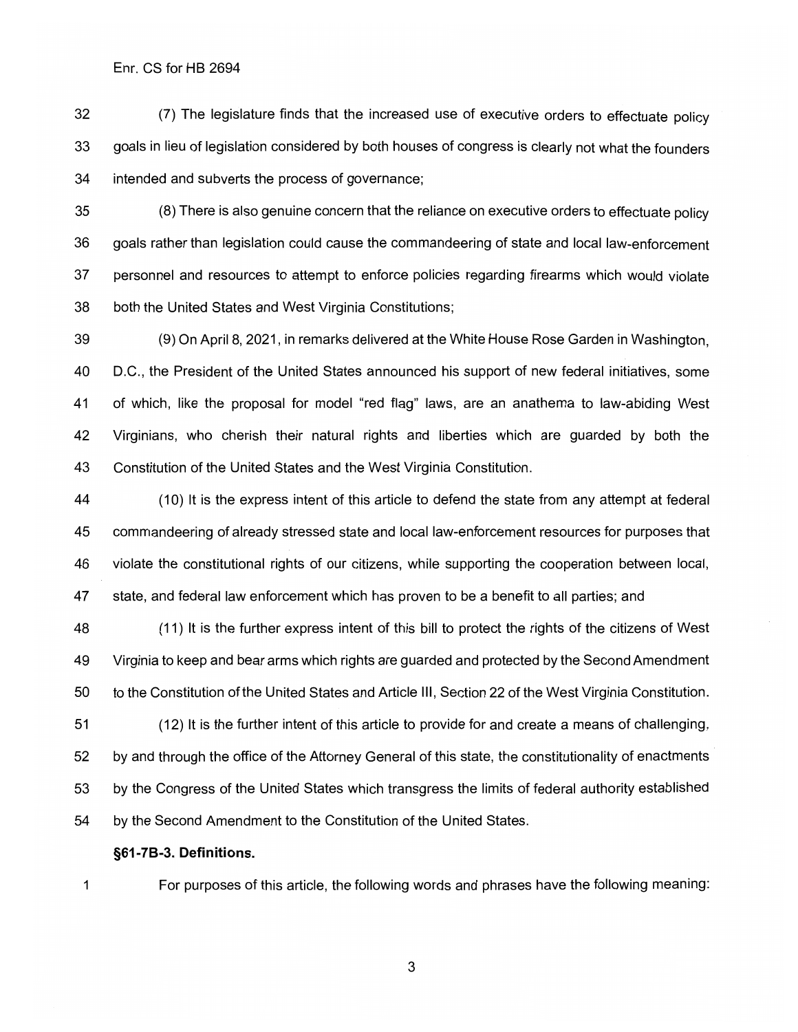(7) The legislature finds that the increased use of executive orders to effectuate policy goals in lieu of legislation considered by both houses of congress is clearly not what the founders intended and subverts the process of governance;

(8) There is also genuine concern that the reliance on executive orders to effectuate policy goals rather than legislation could cause the commandeering of state and local law-enforcement personnel and resources to attempt to enforce policies regarding firearms which would violate both the United States and West Virginia Constitutions;

(9) On April 8, 2021, in remarks delivered at the White House Rose Garden in Washington, D.C., the President of the United States announced his support of new federal initiatives, some of which, like the proposal for model "red flag" laws, are an anathema to law-abiding West Virginians, who cherish their natural rights and liberties which are guarded by both the Constitution of the United States and the West Virginia Constitution.

(10) It is the express intent of this article to defend the state from any attempt at federal commandeering of already stressed state and local law-enforcement resources for purposes that violate the constitutional rights of our citizens, while supporting the cooperation between local, state, and federal law enforcement which has proven to be a benefit to all parties; and

(11) It is the further express intent of this bill to protect the rights of the citizens of West Virginia to keep and bear arms which rights are guarded and protected by the Second Amendment to the Constitution of the United States and Article III, Section 22 of the West Virginia Constitution.

(12) It is the further intent of this article to provide for and create a means of challenging, by and through the office of the Attorney General of this state, the constitutionality of enactments by the Congress of the United States which transgress the limits of federal authority established by the Second Amendment to the Constitution of the United States.

**§61-7B-3. Definitions.**

For purposes of this article, the following words and phrases have the following meaning: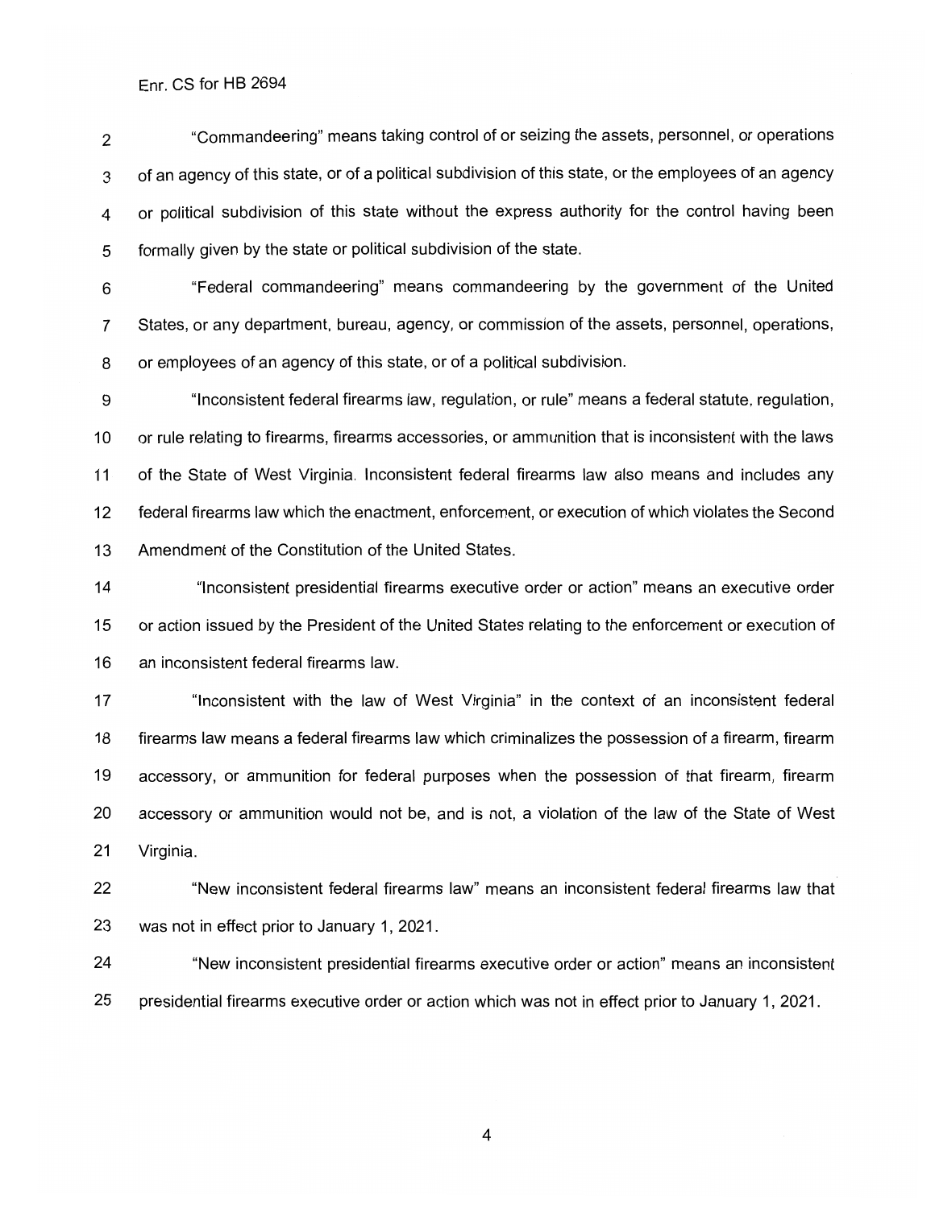"Commandeering" means taking control of or seizing the assets, personnel, or operations of an agency of this state, or of a political subdivision of this state, or the employees of an agency or political subdivision of this state without the express authority for the control having been formally given by the state or political subdivision of the state.

"Federal commandeering" means commandeering by the government of the United States, or any department, bureau, agency, or commission of the assets, personnel, operations, or employees of an agency of this state, or of a political subdivision.

"Inconsistent federal firearms law, regulation, or rule" means a federal statute, regulation, or rule relating to firearms, firearms accessories, or ammunition that is inconsistent with the laws of the State of West Virginia. Inconsistent federal firearms law also means and includes any federal firearms law which the enactment, enforcement, or execution of which violates the Second Amendment of the Constitution of the United States.

"Inconsistent presidential firearms executive order or action" means an executive order or action issued by the President of the United States relating to the enforcement or execution of an inconsistent federal firearms law.

"Inconsistent with the law of West Virginia" in the context of an inconsistent federal firearms law means a federal firearms law which criminalizes the possession of a firearm, firearm accessory, or ammunition for federal purposes when the possession of that firearm, firearm accessory or ammunition would not be, and is not, a violation of the law of the State of West Virginia.

"New inconsistent federal firearms law" means an inconsistent federal firearms law that was not in effect prior to January 1, 2021.

"New inconsistent presidential firearms executive order or action" means an inconsistent presidential firearms executive order or action which was not in effect prior to January 1, 2021.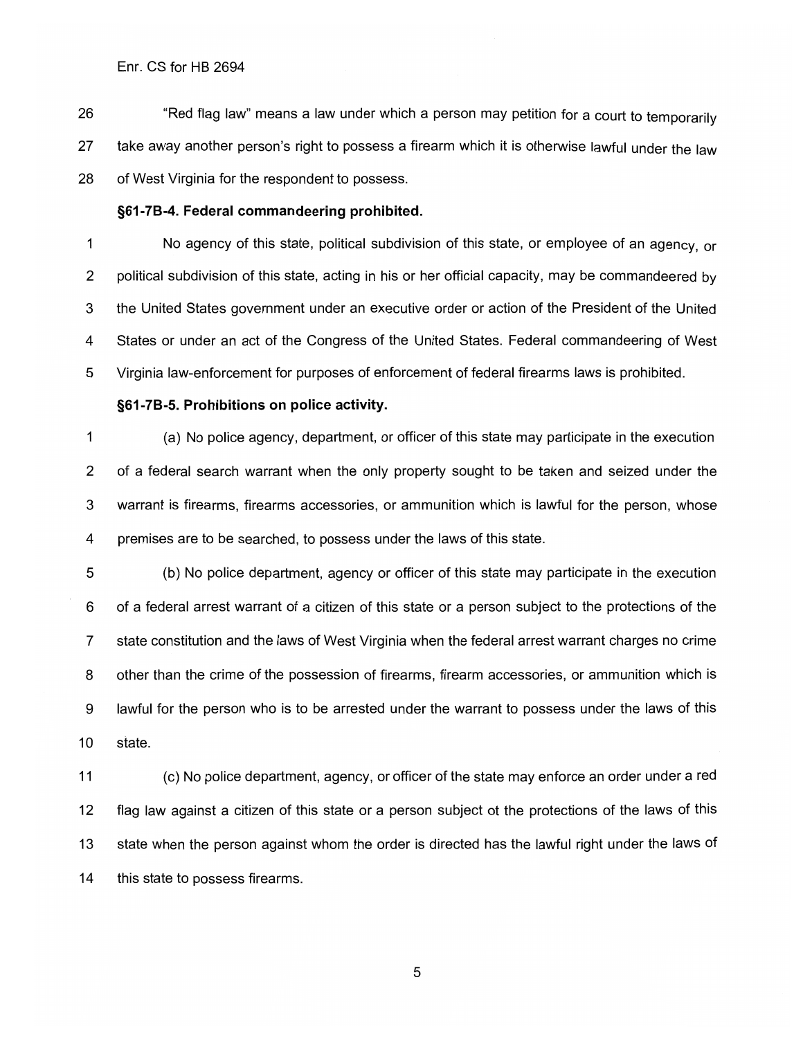"Red flag law" means a law under which a person may petition for a court to temporarily take away another person's right to possess a firearm which it is otherwise lawful under the law of West Virginia for the respondent to possess.

**§61-7B-4. Federal commandeering prohibited.**

No agency of this state, political subdivision of this state, or employee of an agency, or political subdivision of this state, acting in his or her official capacity, may be commandeered by the United States government under an executive order or action of the President of the United States or under an act of the Congress of the United States. Federal commandeering of West Virginia law-enforcement for purposes of enforcement of federal firearms laws is prohibited.

**§61-7B-5. Prohibitions on police activity.**

(a) No police agency, department, or officer of this state may participate in the execution of a federal search warrant when the only property sought to be taken and seized under the warrant is firearms, firearms accessories, or ammunition which is lawful for the person, whose premises are to be searched, to possess under the laws of this state.

(b) No police department, agency or officer of this state may participate in the execution of a federal arrest warrant of a citizen of this state or a person subject to the protections of the state constitution and the laws of West Virginia when the federal arrest warrant charges no crime other than the crime of the possession of firearms, firearm accessories, or ammunition which is lawful for the person who is to be arrested under the warrant to possess under the laws of this state.

(c) No police department, agency, or officer of the state may enforce an order under a red flag law against a citizen of this state or a person subject ot the protections of the laws of this state when the person against whom the order is directed has the lawful right under the laws of this state to possess firearms.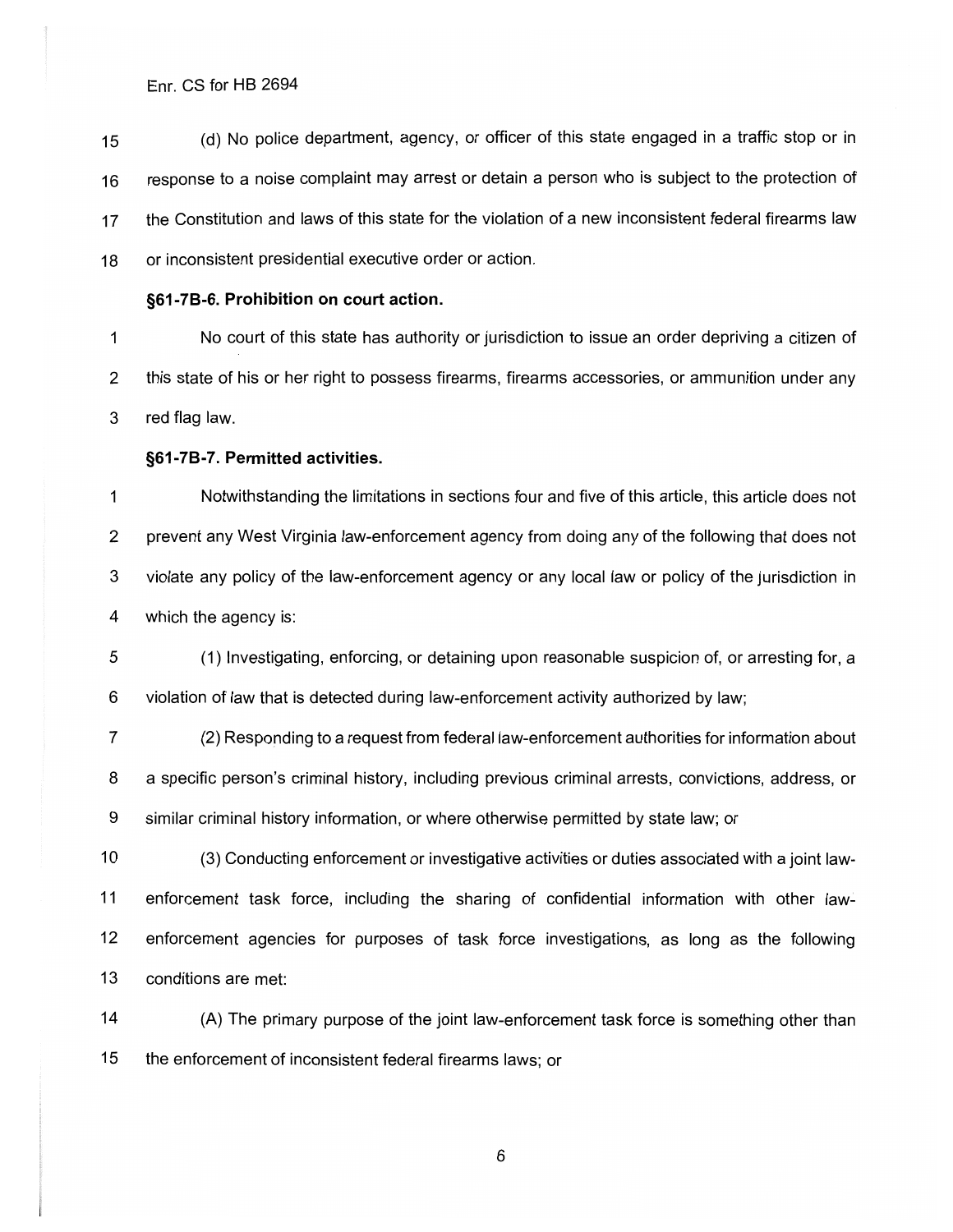(d) No police department, agency, or officer of this state engaged in a traffic stop or in response to a noise complaint may arrest or detain a person who is subject to the protection of the Constitution and laws of this state for the violation of a new inconsistent federal firearms law or inconsistent presidential executive order or action.

**§61-7B-6. Prohibition on court action.**

No court of this state has authority or jurisdiction to issue an order depriving a citizen of this state of his or her right to possess firearms, firearms accessories, or ammunition under any red flag law.

**§61-7B-7. Permitted activities.**

Notwithstanding the limitations in sections four and five of this article, this article does not prevent any West Virginia law-enforcement agency from doing any of the following that does not violate any policy of the law-enforcement agency or any local law or policy of the jurisdiction in which the agency is:

(1) Investigating, enforcing, or detaining upon reasonable suspicion of, or arresting for, a violation of law that is detected during law-enforcement activity authorized by law;

(2) Responding to a request from federal law-enforcement authorities for information about a specific person's criminal history, including previous criminal arrests, convictions, address, or similar criminal history information, or where otherwise permitted by state law; or

(3) Conducting enforcement or investigative activities or duties associated with a joint law-enforcement task force, including the sharing of confidential information with other law-enforcement agencies for purposes of task force investigations, as long as the following conditions are met:

(A) The primary purpose of the joint law-enforcement task force is something other than the enforcement of inconsistent federal firearms laws; or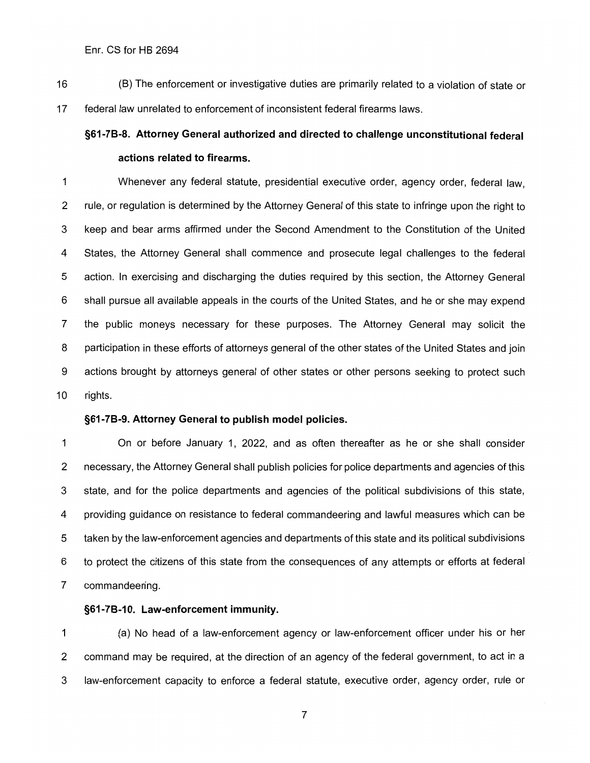(B) The enforcement or investigative duties are primarily related to a violation of state or federal law unrelated to enforcement of inconsistent federal firearms laws.

### §61-7B-8. Attorney General authorized and directed to challenge unconstitutional federal actions related to firearms.

Whenever any federal statute, presidential executive order, agency order, federal law, rule, or regulation is determined by the Attorney General of this state to infringe upon the right to keep and bear arms affirmed under the Second Amendment to the Constitution of the United States, the Attorney General shall commence and prosecute legal challenges to the federal action. In exercising and discharging the duties required by this section, the Attorney General shall pursue all available appeals in the courts of the United States, and he or she may expend the public moneys necessary for these purposes. The Attorney General may solicit the participation in these efforts of attorneys general of the other states of the United States and join actions brought by attorneys general of other states or other persons seeking to protect such rights.

### §61-7B-9. Attorney General to publish model policies.

On or before January 1, 2022, and as often thereafter as he or she shall consider necessary, the Attorney General shall publish policies for police departments and agencies of this state, and for the police departments and agencies of the political subdivisions of this state, providing guidance on resistance to federal commandeering and lawful measures which can be taken by the law-enforcement agencies and departments of this state and its political subdivisions to protect the citizens of this state from the consequences of any attempts or efforts at federal commandeering.

### §61-7B-10. Law-enforcement immunity.

(a) No head of a law-enforcement agency or law-enforcement officer under his or her command may be required, at the direction of an agency of the federal government, to act in a law-enforcement capacity to enforce a federal statute, executive order, agency order, rule or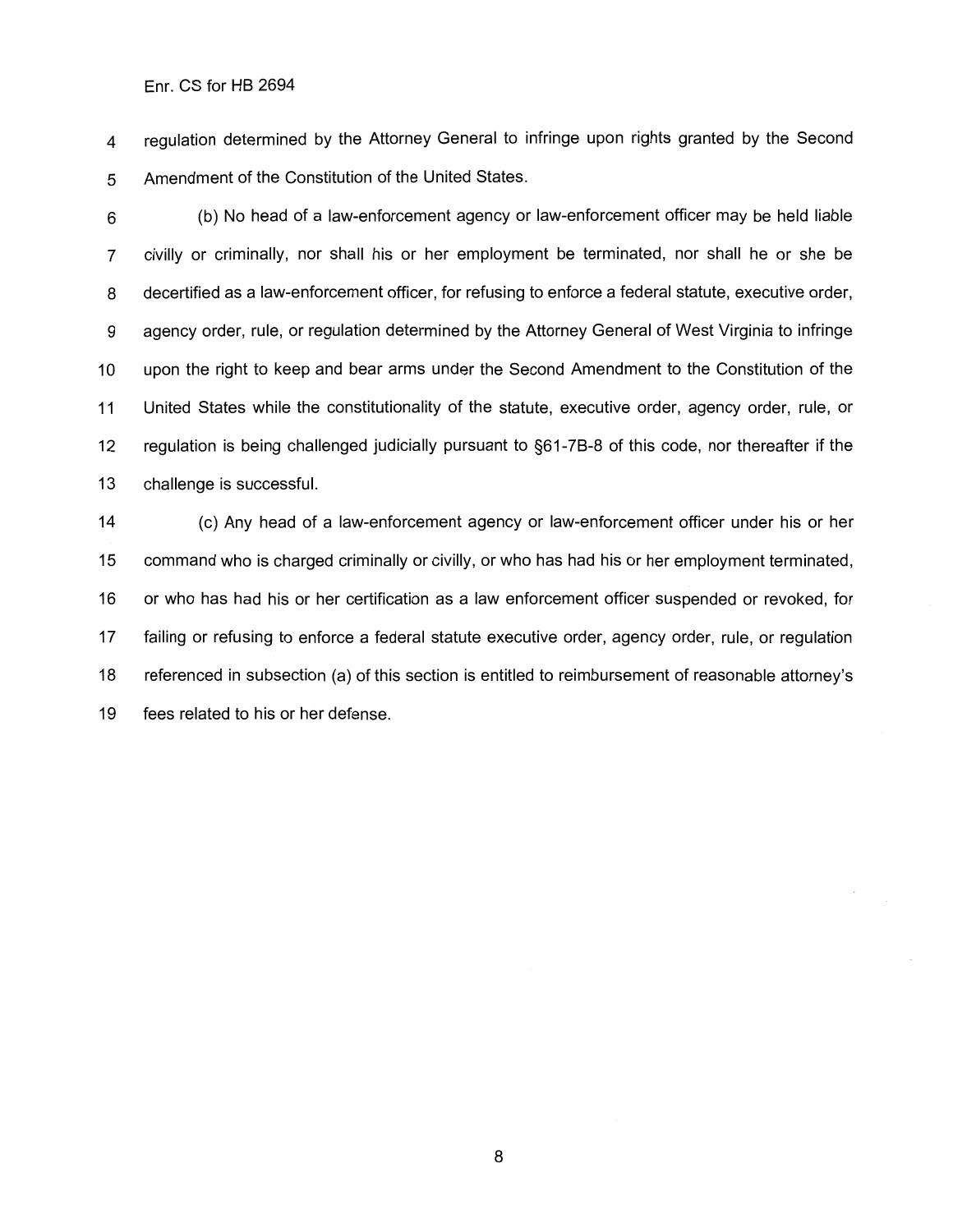regulation determined by the Attorney General to infringe upon rights granted by the Second Amendment of the Constitution of the United States.

(b) No head of a law-enforcement agency or law-enforcement officer may be held liable civilly or criminally, nor shall his or her employment be terminated, nor shall he or she be decertified as a law-enforcement officer, for refusing to enforce a federal statute, executive order, agency order, rule, or regulation determined by the Attorney General of West Virginia to infringe upon the right to keep and bear arms under the Second Amendment to the Constitution of the United States while the constitutionality of the statute, executive order, agency order, rule, or regulation is being challenged judicially pursuant to §61-7B-8 of this code, nor thereafter if the challenge is successful.

(c) Any head of a law-enforcement agency or law-enforcement officer under his or her command who is charged criminally or civilly, or who has had his or her employment terminated, or who has had his or her certification as a law enforcement officer suspended or revoked, for failing or refusing to enforce a federal statute executive order, agency order, rule, or regulation referenced in subsection (a) of this section is entitled to reimbursement of reasonable attorney's fees related to his or her defense.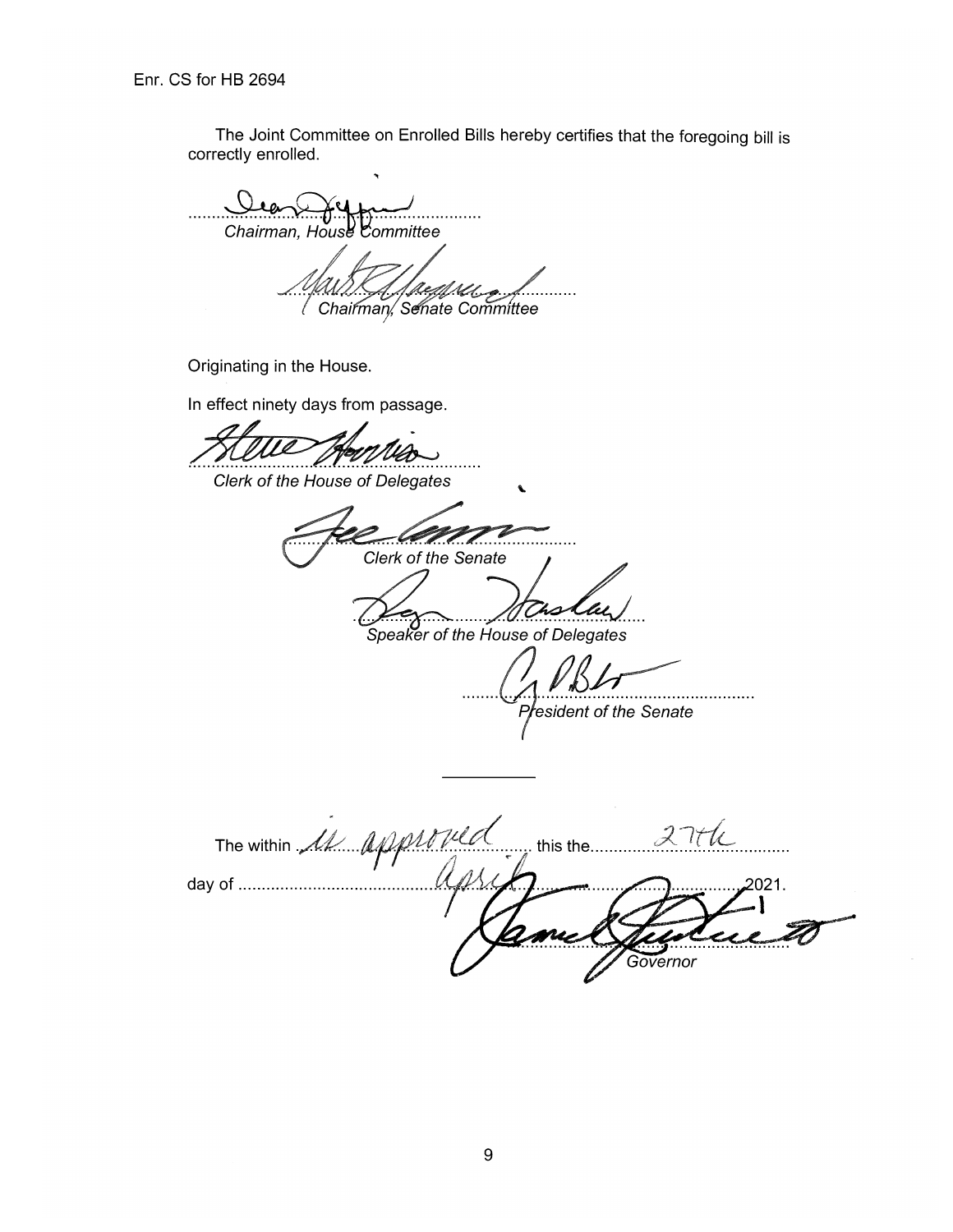Enr. CS for HB 2694

The Joint Committee on Enrolled Bills hereby certifies that the foregoing bill is correctly enrolled.

............................................................
*Chairman, House Committee*

............................................................
*Chairman, Senate Committee*

Originating in the House.

In effect ninety days from passage.

............................................................
*Clerk of the House of Delegates*

............................................................
*Clerk of the Senate*

............................................................
*Speaker of the House of Delegates*

............................................................
*President of the Senate*

---

The within is approved this the 27th day of April, 2021.

............................................................
*Governor*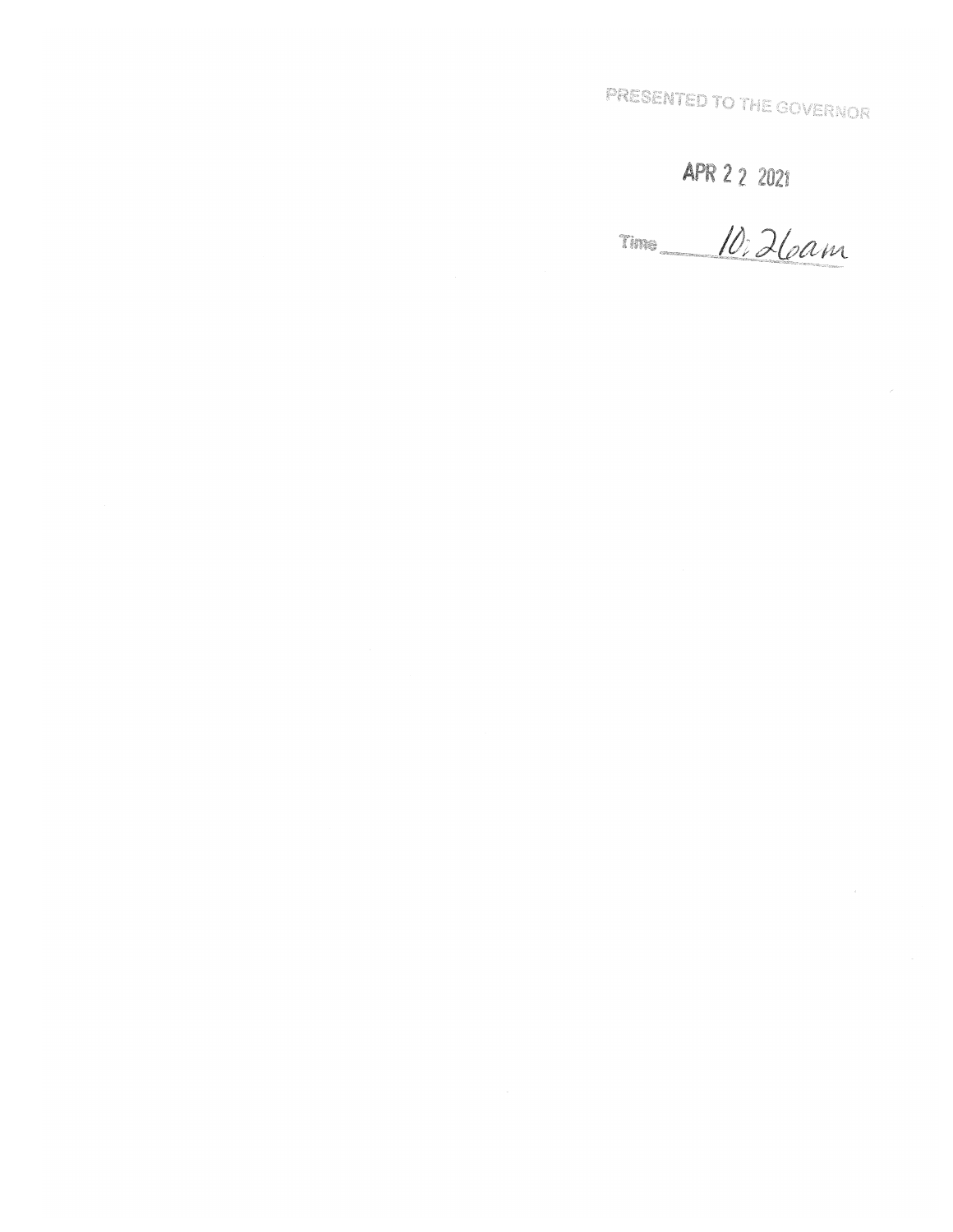PRESENTED TO THE GOVERNOR

APR 22 2021

Time 10:26am